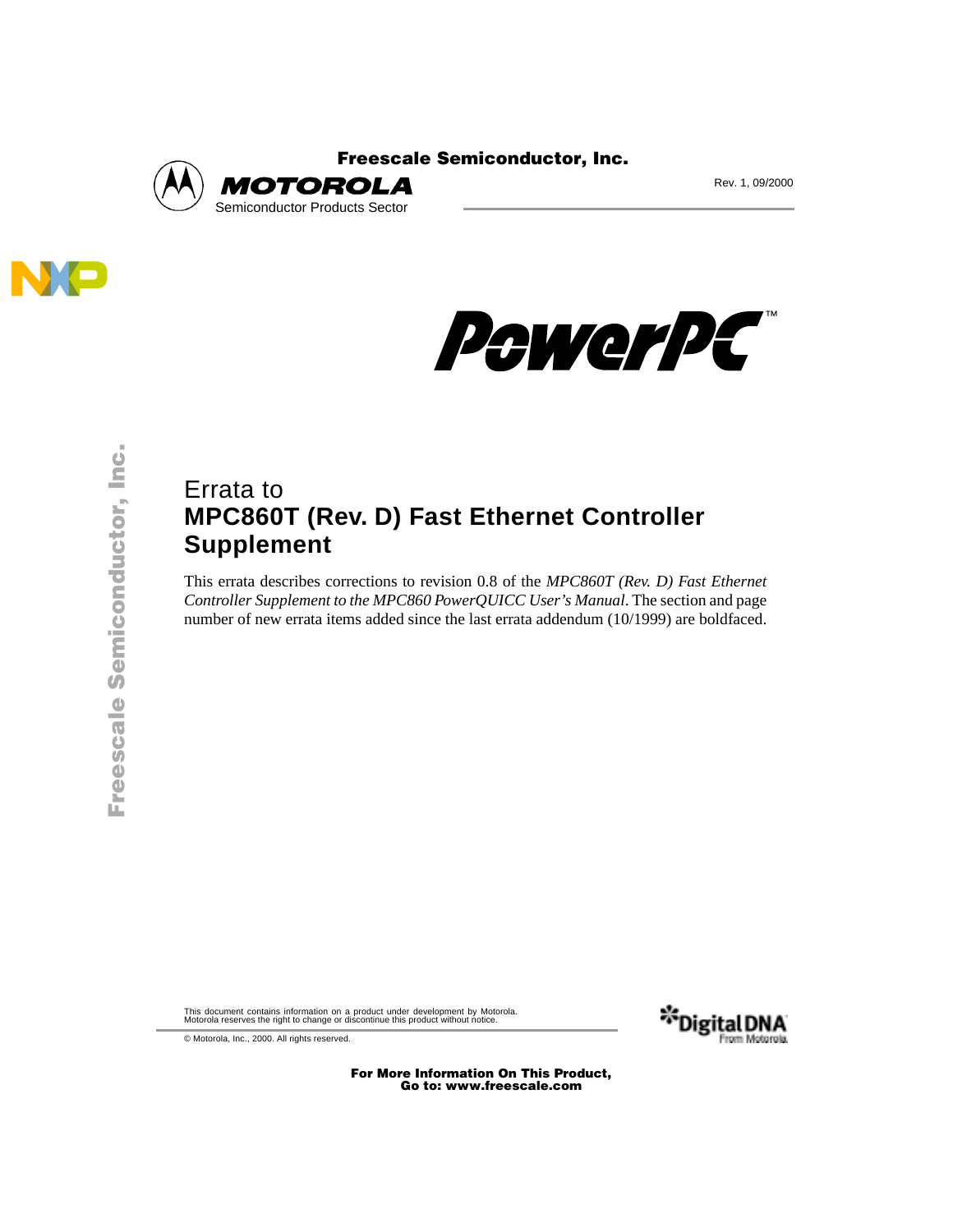Freescale Semiconductor, Inc.

**MOTOROLA**
Semiconductor Products Sector

Rev. 1, 09/2000

PowerPC™

# Errata to
# **MPC860T (Rev. D) Fast Ethernet Controller Supplement**

This errata describes corrections to revision 0.8 of the *MPC860T (Rev. D) Fast Ethernet Controller Supplement to the MPC860 PowerQUICC User's Manual*. The section and page number of new errata items added since the last errata addendum (10/1999) are boldfaced.

This document contains information on a product under development by Motorola.
Motorola reserves the right to change or discontinue this product without notice.

© Motorola, Inc., 2000. All rights reserved.

**For More Information On This Product,
Go to: www.freescale.com**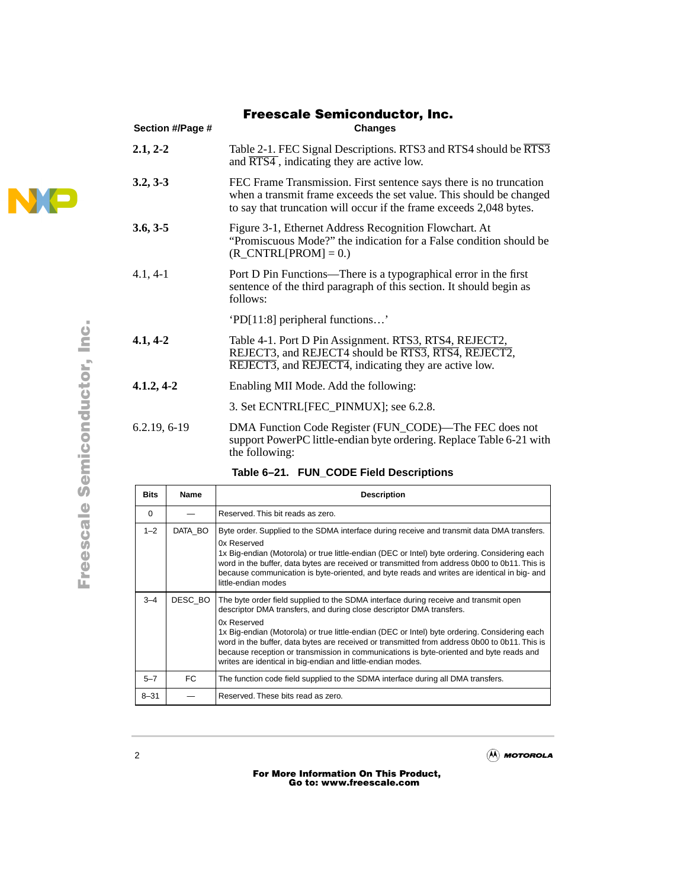| Section #/Page # | Changes |
|---|---|
| **2.1, 2-2** | Table 2-1. FEC Signal Descriptions. RTS3 and RTS4 should be $\overline{RTS3}$ and $\overline{RTS4}$, indicating they are active low. |
| **3.2, 3-3** | FEC Frame Transmission. First sentence says there is no truncation when a transmit frame exceeds the set value. This should be changed to say that truncation will occur if the frame exceeds 2,048 bytes. |
| **3.6, 3-5** | Figure 3-1, Ethernet Address Recognition Flowchart. At "Promiscuous Mode?" the indication for a False condition should be (R_CNTRL[PROM] = 0.) |
| 4.1, 4-1 | Port D Pin Functions—There is a typographical error in the first sentence of the third paragraph of this section. It should begin as follows: 'PD[11:8] peripheral functions…' |
| **4.1, 4-2** | Table 4-1. Port D Pin Assignment. RTS3, RTS4, REJECT2, REJECT3, and REJECT4 should be $\overline{RTS3}$, $\overline{RTS4}$, $\overline{REJECT2}$, $\overline{REJECT3}$, and $\overline{REJECT4}$, indicating they are active low. |
| **4.1.2, 4-2** | Enabling MII Mode. Add the following: 3. Set ECNTRL[FEC_PINMUX]; see 6.2.8. |
| 6.2.19, 6-19 | DMA Function Code Register (FUN_CODE)—The FEC does not support PowerPC little-endian byte ordering. Replace Table 6-21 with the following: |

**Table 6–21. FUN_CODE Field Descriptions**

| Bits | Name | Description |
|---|---|---|
| 0 | — | Reserved. This bit reads as zero. |
| 1–2 | DATA_BO | Byte order. Supplied to the SDMA interface during receive and transmit data DMA transfers.<br>0x Reserved<br>1x Big-endian (Motorola) or true little-endian (DEC or Intel) byte ordering. Considering each word in the buffer, data bytes are received or transmitted from address 0b00 to 0b11. This is because communication is byte-oriented, and byte reads and writes are identical in big- and little-endian modes |
| 3–4 | DESC_BO | The byte order field supplied to the SDMA interface during receive and transmit open descriptor DMA transfers, and during close descriptor DMA transfers.<br>0x Reserved<br>1x Big-endian (Motorola) or true little-endian (DEC or Intel) byte ordering. Considering each word in the buffer, data bytes are received or transmitted from address 0b00 to 0b11. This is because reception or transmission in communications is byte-oriented and byte reads and writes are identical in big-endian and little-endian modes. |
| 5–7 | FC | The function code field supplied to the SDMA interface during all DMA transfers. |
| 8–31 | — | Reserved. These bits read as zero. |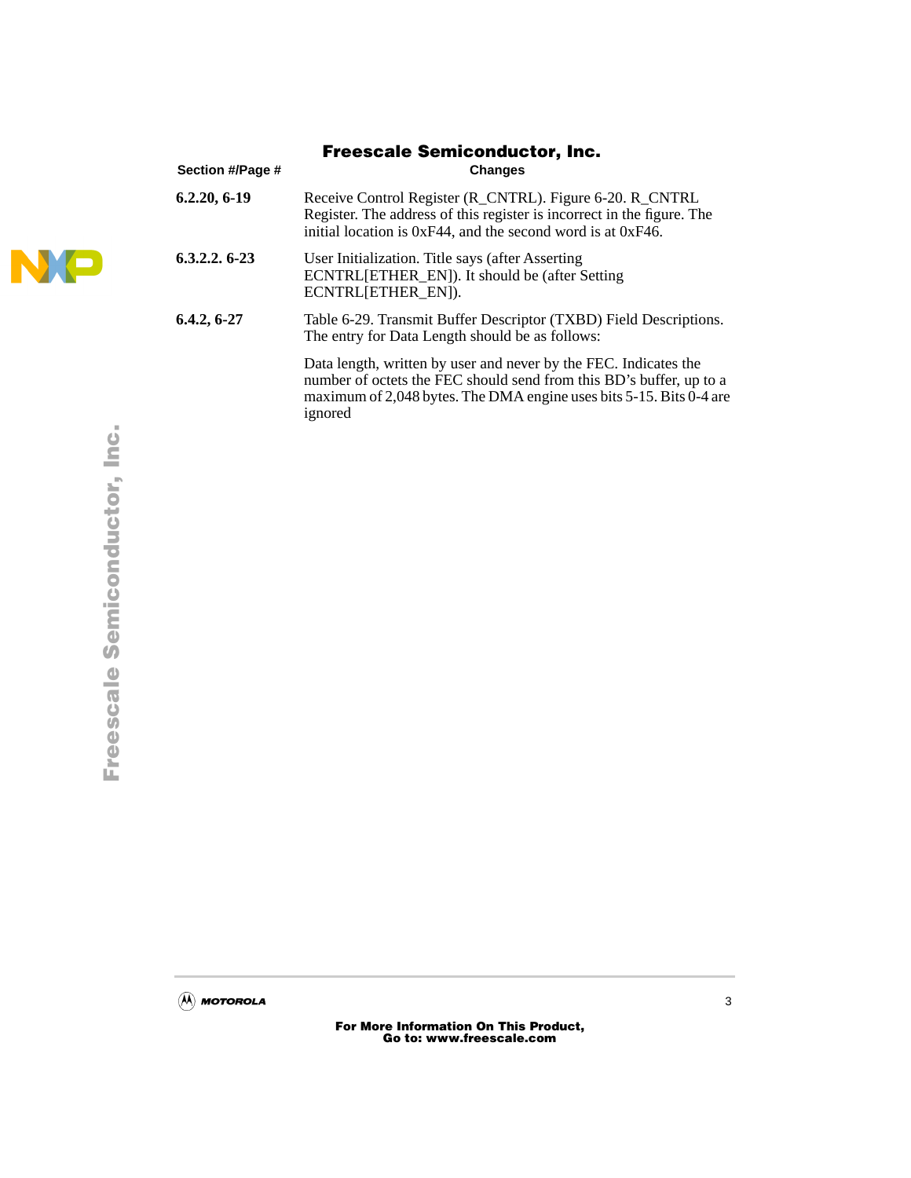| Section #/Page # | Changes |
|---|---|
| **6.2.20, 6-19** | Receive Control Register (R_CNTRL). Figure 6-20. R_CNTRL Register. The address of this register is incorrect in the figure. The initial location is 0xF44, and the second word is at 0xF46. |
| **6.3.2.2. 6-23** | User Initialization. Title says (after Asserting ECNTRL[ETHER_EN]). It should be (after Setting ECNTRL[ETHER_EN]). |
| **6.4.2, 6-27** | Table 6-29. Transmit Buffer Descriptor (TXBD) Field Descriptions. The entry for Data Length should be as follows:<br><br>Data length, written by user and never by the FEC. Indicates the number of octets the FEC should send from this BD's buffer, up to a maximum of 2,048 bytes. The DMA engine uses bits 5-15. Bits 0-4 are ignored |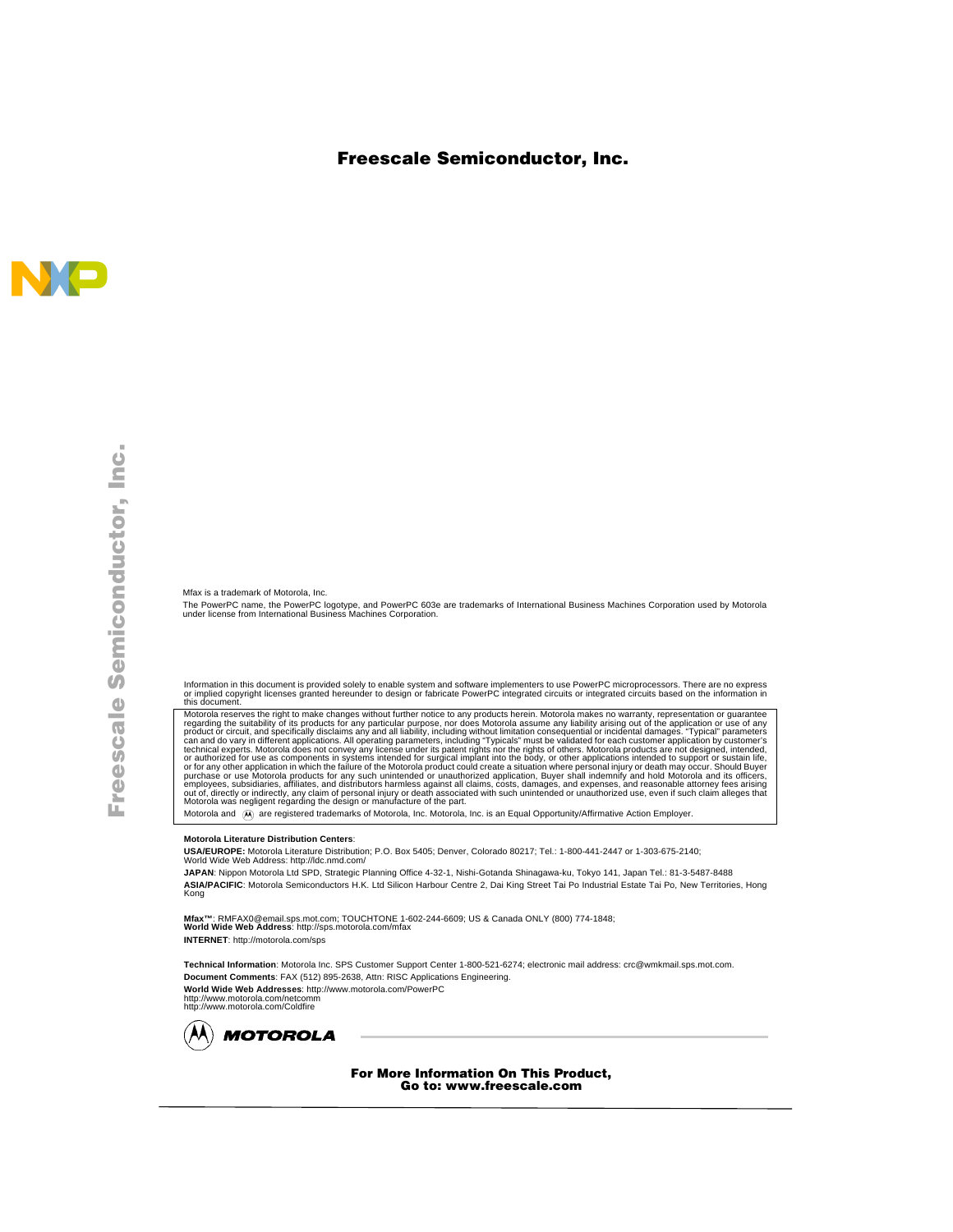Mfax is a trademark of Motorola, Inc.

The PowerPC name, the PowerPC logotype, and PowerPC 603e are trademarks of International Business Machines Corporation used by Motorola under license from International Business Machines Corporation.

Information in this document is provided solely to enable system and software implementers to use PowerPC microprocessors. There are no express or implied copyright licenses granted hereunder to design or fabricate PowerPC integrated circuits or integrated circuits based on the information in this document.

Motorola reserves the right to make changes without further notice to any products herein. Motorola makes no warranty, representation or guarantee regarding the suitability of its products for any particular purpose, nor does Motorola assume any liability arising out of the application or use of any product or circuit, and specifically disclaims any and all liability, including without limitation consequential or incidental damages. "Typical" parameters can and do vary in different applications. All operating parameters, including "Typicals" must be validated for each customer application by customer's technical experts. Motorola does not convey any license under its patent rights nor the rights of others. Motorola products are not designed, intended, or authorized for use as components in systems intended for surgical implant into the body, or other applications intended to support or sustain life, or for any other application in which the failure of the Motorola product could create a situation where personal injury or death may occur. Should Buyer purchase or use Motorola products for any such unintended or unauthorized application, Buyer shall indemnify and hold Motorola and its officers, employees, subsidiaries, affiliates, and distributors harmless against all claims, costs, damages, and expenses, and reasonable attorney fees arising out of, directly or indirectly, any claim of personal injury or death associated with such unintended or unauthorized use, even if such claim alleges that Motorola was negligent regarding the design or manufacture of the part.

Motorola and Ⓜ are registered trademarks of Motorola, Inc. Motorola, Inc. is an Equal Opportunity/Affirmative Action Employer.

**Motorola Literature Distribution Centers**:

**USA/EUROPE:** Motorola Literature Distribution; P.O. Box 5405; Denver, Colorado 80217; Tel.: 1-800-441-2447 or 1-303-675-2140;
World Wide Web Address: http://ldc.nmd.com/

**JAPAN**: Nippon Motorola Ltd SPD, Strategic Planning Office 4-32-1, Nishi-Gotanda Shinagawa-ku, Tokyo 141, Japan Tel.: 81-3-5487-8488

**ASIA/PACIFIC**: Motorola Semiconductors H.K. Ltd Silicon Harbour Centre 2, Dai King Street Tai Po Industrial Estate Tai Po, New Territories, Hong Kong

**Mfax™**: RMFAX0@email.sps.mot.com; TOUCHTONE 1-602-244-6609; US & Canada ONLY (800) 774-1848;
**World Wide Web Address**: http://sps.motorola.com/mfax

**INTERNET**: http://motorola.com/sps

**Technical Information**: Motorola Inc. SPS Customer Support Center 1-800-521-6274; electronic mail address: crc@wmkmail.sps.mot.com.

**Document Comments**: FAX (512) 895-2638, Attn: RISC Applications Engineering.

**World Wide Web Addresses**: http://www.motorola.com/PowerPC
http://www.motorola.com/netcomm
http://www.motorola.com/Coldfire

**MOTOROLA**

**For More Information On This Product,
Go to: www.freescale.com**